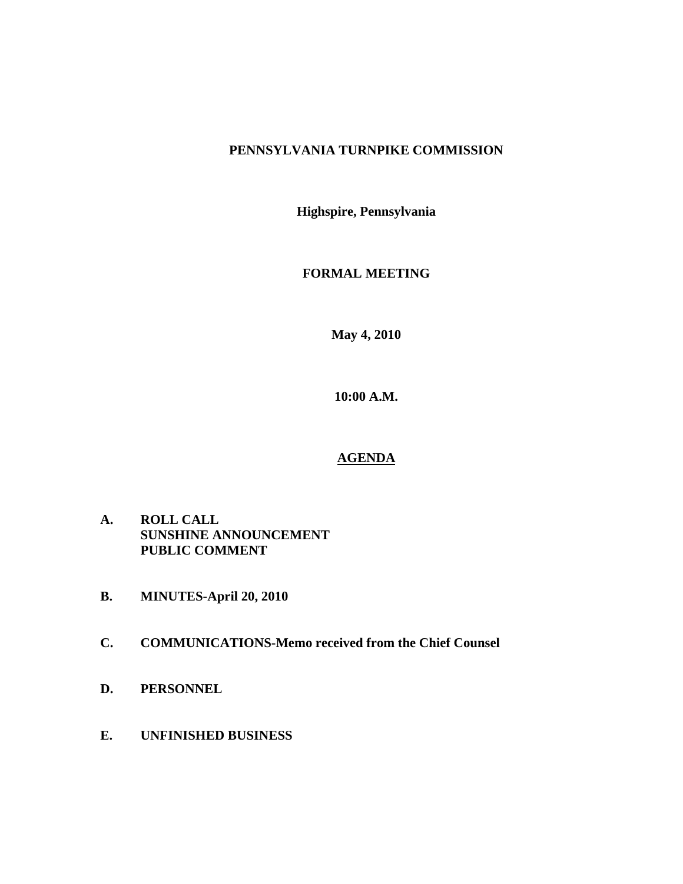# PENNSYLVANIA TURNPIKE COMMISSION

**Highspire, Pennsylvania**

**FORMAL MEETING**

**May 4, 2010**

**10:00 A.M.**

## AGENDA

**A. ROLL CALL**
**SUNSHINE ANNOUNCEMENT**
**PUBLIC COMMENT**

**B. MINUTES-April 20, 2010**

**C. COMMUNICATIONS-Memo received from the Chief Counsel**

**D. PERSONNEL**

**E. UNFINISHED BUSINESS**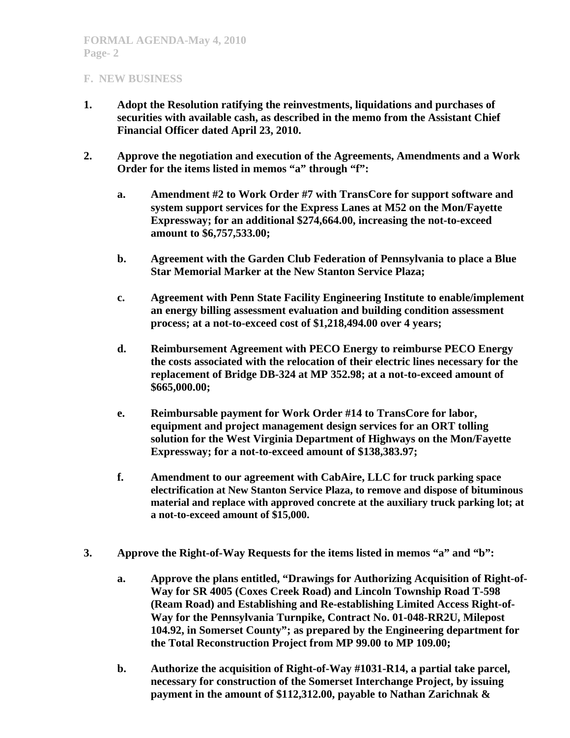## F. NEW BUSINESS

1. **Adopt the Resolution ratifying the reinvestments, liquidations and purchases of securities with available cash, as described in the memo from the Assistant Chief Financial Officer dated April 23, 2010.**

2. **Approve the negotiation and execution of the Agreements, Amendments and a Work Order for the items listed in memos "a" through "f":**

   a. **Amendment #2 to Work Order #7 with TransCore for support software and system support services for the Express Lanes at M52 on the Mon/Fayette Expressway; for an additional $274,664.00, increasing the not-to-exceed amount to $6,757,533.00;**

   b. **Agreement with the Garden Club Federation of Pennsylvania to place a Blue Star Memorial Marker at the New Stanton Service Plaza;**

   c. **Agreement with Penn State Facility Engineering Institute to enable/implement an energy billing assessment evaluation and building condition assessment process; at a not-to-exceed cost of $1,218,494.00 over 4 years;**

   d. **Reimbursement Agreement with PECO Energy to reimburse PECO Energy the costs associated with the relocation of their electric lines necessary for the replacement of Bridge DB-324 at MP 352.98; at a not-to-exceed amount of $665,000.00;**

   e. **Reimbursable payment for Work Order #14 to TransCore for labor, equipment and project management design services for an ORT tolling solution for the West Virginia Department of Highways on the Mon/Fayette Expressway; for a not-to-exceed amount of $138,383.97;**

   f. **Amendment to our agreement with CabAire, LLC for truck parking space electrification at New Stanton Service Plaza, to remove and dispose of bituminous material and replace with approved concrete at the auxiliary truck parking lot; at a not-to-exceed amount of $15,000.**

3. **Approve the Right-of-Way Requests for the items listed in memos "a" and "b":**

   a. **Approve the plans entitled, "Drawings for Authorizing Acquisition of Right-of-Way for SR 4005 (Coxes Creek Road) and Lincoln Township Road T-598 (Ream Road) and Establishing and Re-establishing Limited Access Right-of-Way for the Pennsylvania Turnpike, Contract No. 01-048-RR2U, Milepost 104.92, in Somerset County"; as prepared by the Engineering department for the Total Reconstruction Project from MP 99.00 to MP 109.00;**

   b. **Authorize the acquisition of Right-of-Way #1031-R14, a partial take parcel, necessary for construction of the Somerset Interchange Project, by issuing payment in the amount of $112,312.00, payable to Nathan Zarichnak &**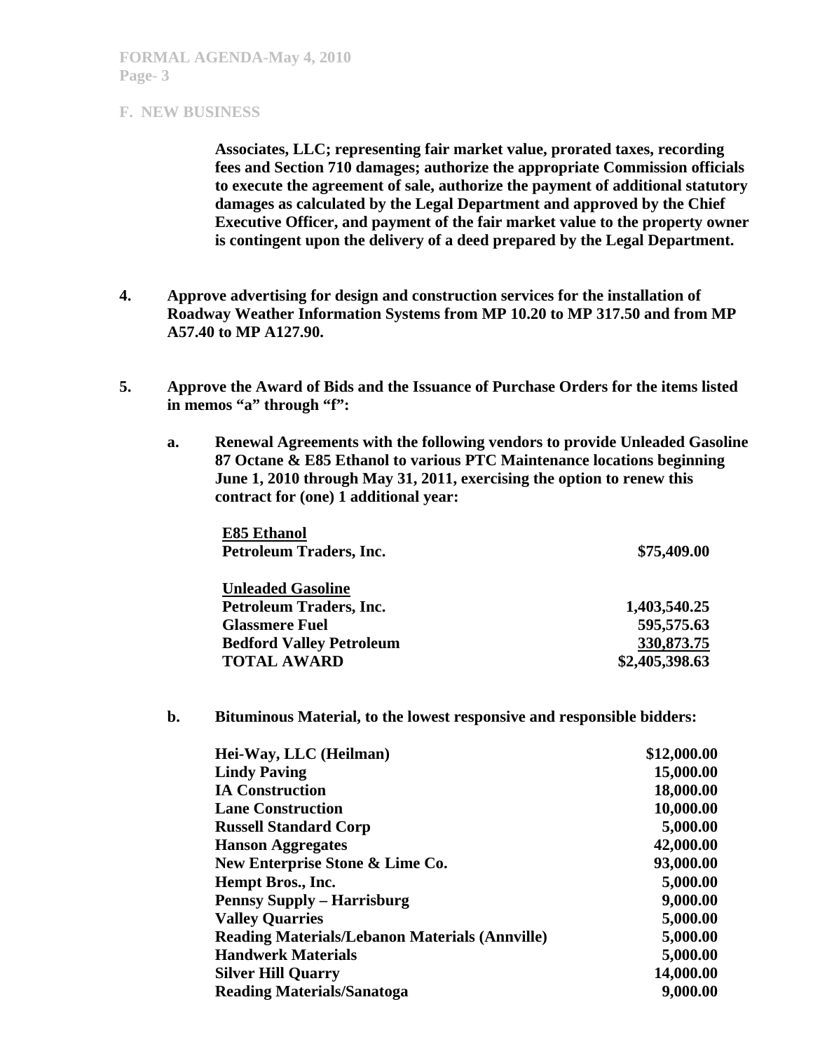## F. NEW BUSINESS

**Associates, LLC; representing fair market value, prorated taxes, recording fees and Section 710 damages; authorize the appropriate Commission officials to execute the agreement of sale, authorize the payment of additional statutory damages as calculated by the Legal Department and approved by the Chief Executive Officer, and payment of the fair market value to the property owner is contingent upon the delivery of a deed prepared by the Legal Department.**

4. **Approve advertising for design and construction services for the installation of Roadway Weather Information Systems from MP 10.20 to MP 317.50 and from MP A57.40 to MP A127.90.**

5. **Approve the Award of Bids and the Issuance of Purchase Orders for the items listed in memos "a" through "f":**

   a. **Renewal Agreements with the following vendors to provide Unleaded Gasoline 87 Octane & E85 Ethanol to various PTC Maintenance locations beginning June 1, 2010 through May 31, 2011, exercising the option to renew this contract for (one) 1 additional year:**

| | |
|---|---|
| **<u>E85 Ethanol</u>** | |
| **Petroleum Traders, Inc.** | **$75,409.00** |
| **<u>Unleaded Gasoline</u>** | |
| **Petroleum Traders, Inc.** | **1,403,540.25** |
| **Glassmere Fuel** | **595,575.63** |
| **Bedford Valley Petroleum** | **<u>330,873.75</u>** |
| **TOTAL AWARD** | **$2,405,398.63** |

   b. **Bituminous Material, to the lowest responsive and responsible bidders:**

| | |
|---|---|
| **Hei-Way, LLC (Heilman)** | **$12,000.00** |
| **Lindy Paving** | **15,000.00** |
| **IA Construction** | **18,000.00** |
| **Lane Construction** | **10,000.00** |
| **Russell Standard Corp** | **5,000.00** |
| **Hanson Aggregates** | **42,000.00** |
| **New Enterprise Stone & Lime Co.** | **93,000.00** |
| **Hempt Bros., Inc.** | **5,000.00** |
| **Pennsy Supply – Harrisburg** | **9,000.00** |
| **Valley Quarries** | **5,000.00** |
| **Reading Materials/Lebanon Materials (Annville)** | **5,000.00** |
| **Handwerk Materials** | **5,000.00** |
| **Silver Hill Quarry** | **14,000.00** |
| **Reading Materials/Sanatoga** | **9,000.00** |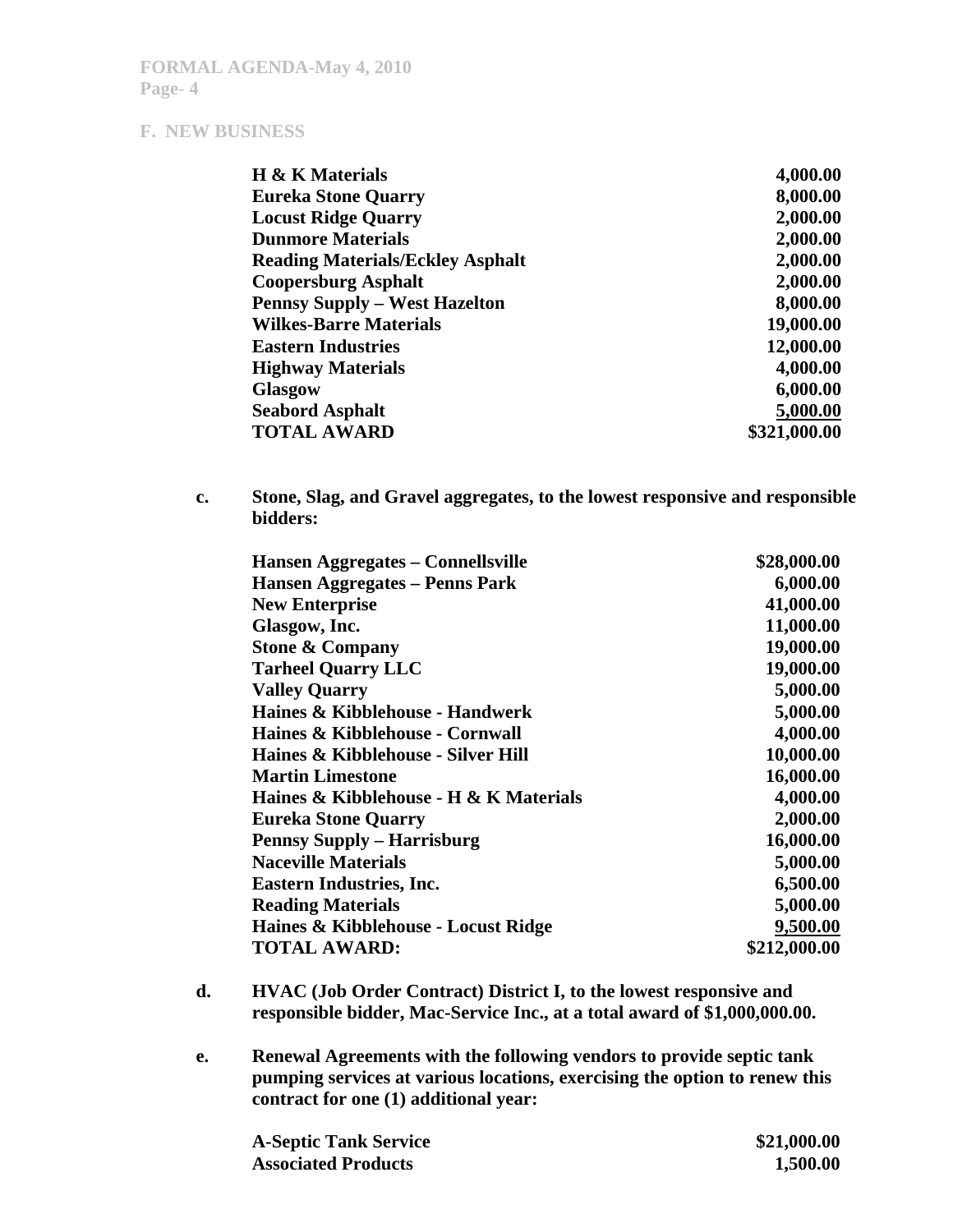## F. NEW BUSINESS

| | |
|---|---|
| **H & K Materials** | **4,000.00** |
| **Eureka Stone Quarry** | **8,000.00** |
| **Locust Ridge Quarry** | **2,000.00** |
| **Dunmore Materials** | **2,000.00** |
| **Reading Materials/Eckley Asphalt** | **2,000.00** |
| **Coopersburg Asphalt** | **2,000.00** |
| **Pennsy Supply – West Hazelton** | **8,000.00** |
| **Wilkes-Barre Materials** | **19,000.00** |
| **Eastern Industries** | **12,000.00** |
| **Highway Materials** | **4,000.00** |
| **Glasgow** | **6,000.00** |
| **Seabord Asphalt** | **5,000.00** |
| **TOTAL AWARD** | **$321,000.00** |

**c. Stone, Slag, and Gravel aggregates, to the lowest responsive and responsible bidders:**

| | |
|---|---|
| **Hansen Aggregates – Connellsville** | **$28,000.00** |
| **Hansen Aggregates – Penns Park** | **6,000.00** |
| **New Enterprise** | **41,000.00** |
| **Glasgow, Inc.** | **11,000.00** |
| **Stone & Company** | **19,000.00** |
| **Tarheel Quarry LLC** | **19,000.00** |
| **Valley Quarry** | **5,000.00** |
| **Haines & Kibblehouse - Handwerk** | **5,000.00** |
| **Haines & Kibblehouse - Cornwall** | **4,000.00** |
| **Haines & Kibblehouse - Silver Hill** | **10,000.00** |
| **Martin Limestone** | **16,000.00** |
| **Haines & Kibblehouse - H & K Materials** | **4,000.00** |
| **Eureka Stone Quarry** | **2,000.00** |
| **Pennsy Supply – Harrisburg** | **16,000.00** |
| **Naceville Materials** | **5,000.00** |
| **Eastern Industries, Inc.** | **6,500.00** |
| **Reading Materials** | **5,000.00** |
| **Haines & Kibblehouse - Locust Ridge** | **9,500.00** |
| **TOTAL AWARD:** | **$212,000.00** |

**d. HVAC (Job Order Contract) District I, to the lowest responsive and responsible bidder, Mac-Service Inc., at a total award of $1,000,000.00.**

**e. Renewal Agreements with the following vendors to provide septic tank pumping services at various locations, exercising the option to renew this contract for one (1) additional year:**

| | |
|---|---|
| **A-Septic Tank Service** | **$21,000.00** |
| **Associated Products** | **1,500.00** |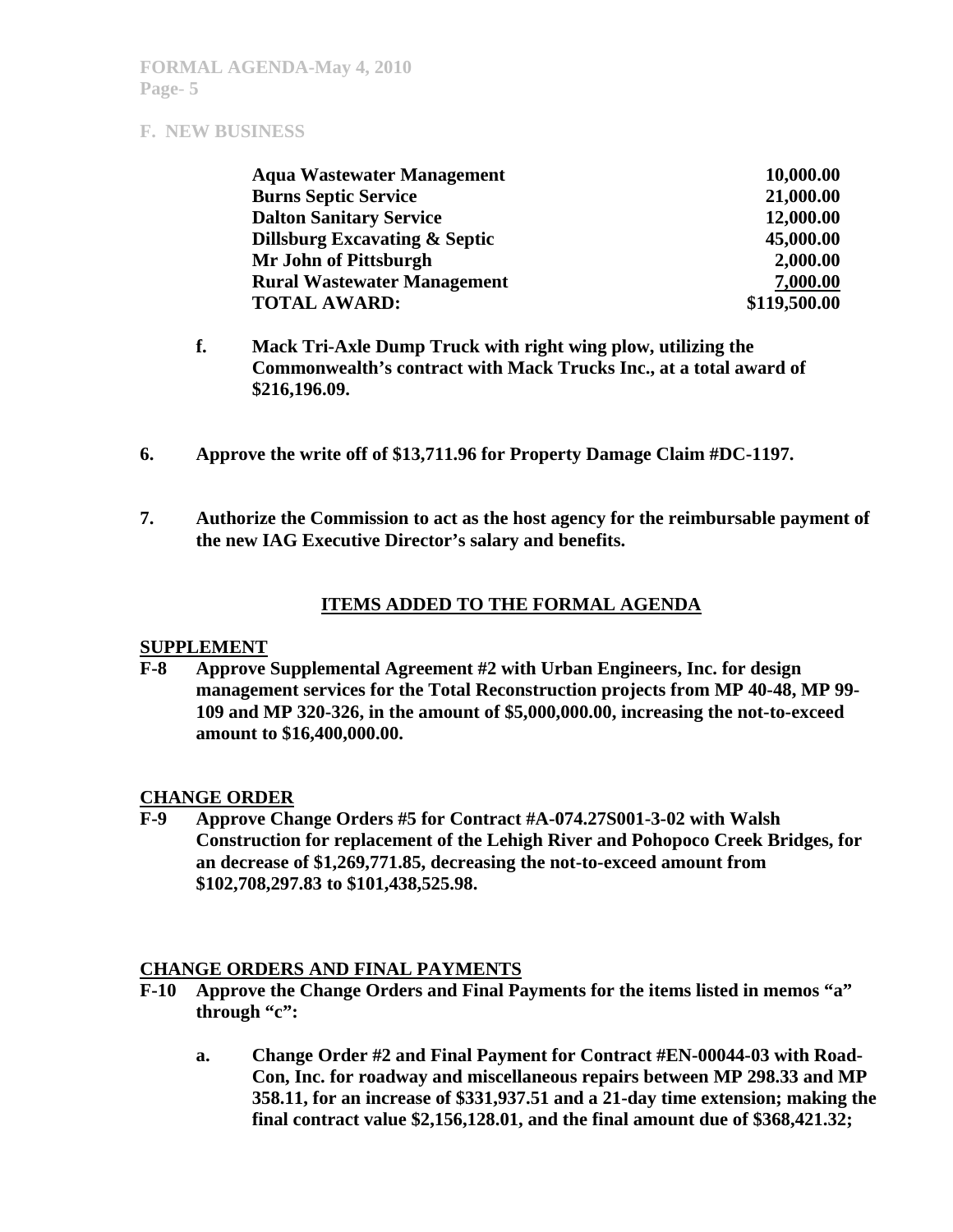**F. NEW BUSINESS**

| | |
|---|---|
| **Aqua Wastewater Management** | **10,000.00** |
| **Burns Septic Service** | **21,000.00** |
| **Dalton Sanitary Service** | **12,000.00** |
| **Dillsburg Excavating & Septic** | **45,000.00** |
| **Mr John of Pittsburgh** | **2,000.00** |
| **Rural Wastewater Management** | **7,000.00** |
| **TOTAL AWARD:** | **$119,500.00** |

**f. Mack Tri-Axle Dump Truck with right wing plow, utilizing the Commonwealth's contract with Mack Trucks Inc., at a total award of $216,196.09.**

**6. Approve the write off of $13,711.96 for Property Damage Claim #DC-1197.**

**7. Authorize the Commission to act as the host agency for the reimbursable payment of the new IAG Executive Director's salary and benefits.**

## ITEMS ADDED TO THE FORMAL AGENDA

**SUPPLEMENT**

**F-8 Approve Supplemental Agreement #2 with Urban Engineers, Inc. for design management services for the Total Reconstruction projects from MP 40-48, MP 99-109 and MP 320-326, in the amount of $5,000,000.00, increasing the not-to-exceed amount to $16,400,000.00.**

**CHANGE ORDER**

**F-9 Approve Change Orders #5 for Contract #A-074.27S001-3-02 with Walsh Construction for replacement of the Lehigh River and Pohopoco Creek Bridges, for an decrease of $1,269,771.85, decreasing the not-to-exceed amount from $102,708,297.83 to $101,438,525.98.**

**CHANGE ORDERS AND FINAL PAYMENTS**

**F-10 Approve the Change Orders and Final Payments for the items listed in memos "a" through "c":**

**a. Change Order #2 and Final Payment for Contract #EN-00044-03 with Road-Con, Inc. for roadway and miscellaneous repairs between MP 298.33 and MP 358.11, for an increase of $331,937.51 and a 21-day time extension; making the final contract value $2,156,128.01, and the final amount due of $368,421.32;**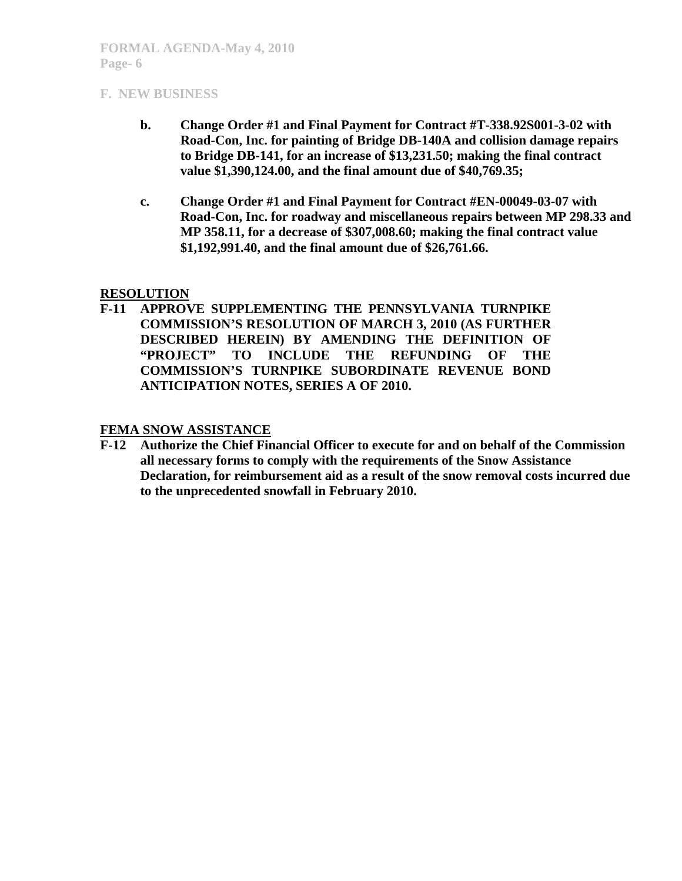## F. NEW BUSINESS

- **b.** **Change Order #1 and Final Payment for Contract #T-338.92S001-3-02 with Road-Con, Inc. for painting of Bridge DB-140A and collision damage repairs to Bridge DB-141, for an increase of $13,231.50; making the final contract value $1,390,124.00, and the final amount due of $40,769.35;**

- **c.** **Change Order #1 and Final Payment for Contract #EN-00049-03-07 with Road-Con, Inc. for roadway and miscellaneous repairs between MP 298.33 and MP 358.11, for a decrease of $307,008.60; making the final contract value $1,192,991.40, and the final amount due of $26,761.66.**

### RESOLUTION

**F-11 APPROVE SUPPLEMENTING THE PENNSYLVANIA TURNPIKE COMMISSION'S RESOLUTION OF MARCH 3, 2010 (AS FURTHER DESCRIBED HEREIN) BY AMENDING THE DEFINITION OF "PROJECT" TO INCLUDE THE REFUNDING OF THE COMMISSION'S TURNPIKE SUBORDINATE REVENUE BOND ANTICIPATION NOTES, SERIES A OF 2010.**

### FEMA SNOW ASSISTANCE

**F-12 Authorize the Chief Financial Officer to execute for and on behalf of the Commission all necessary forms to comply with the requirements of the Snow Assistance Declaration, for reimbursement aid as a result of the snow removal costs incurred due to the unprecedented snowfall in February 2010.**